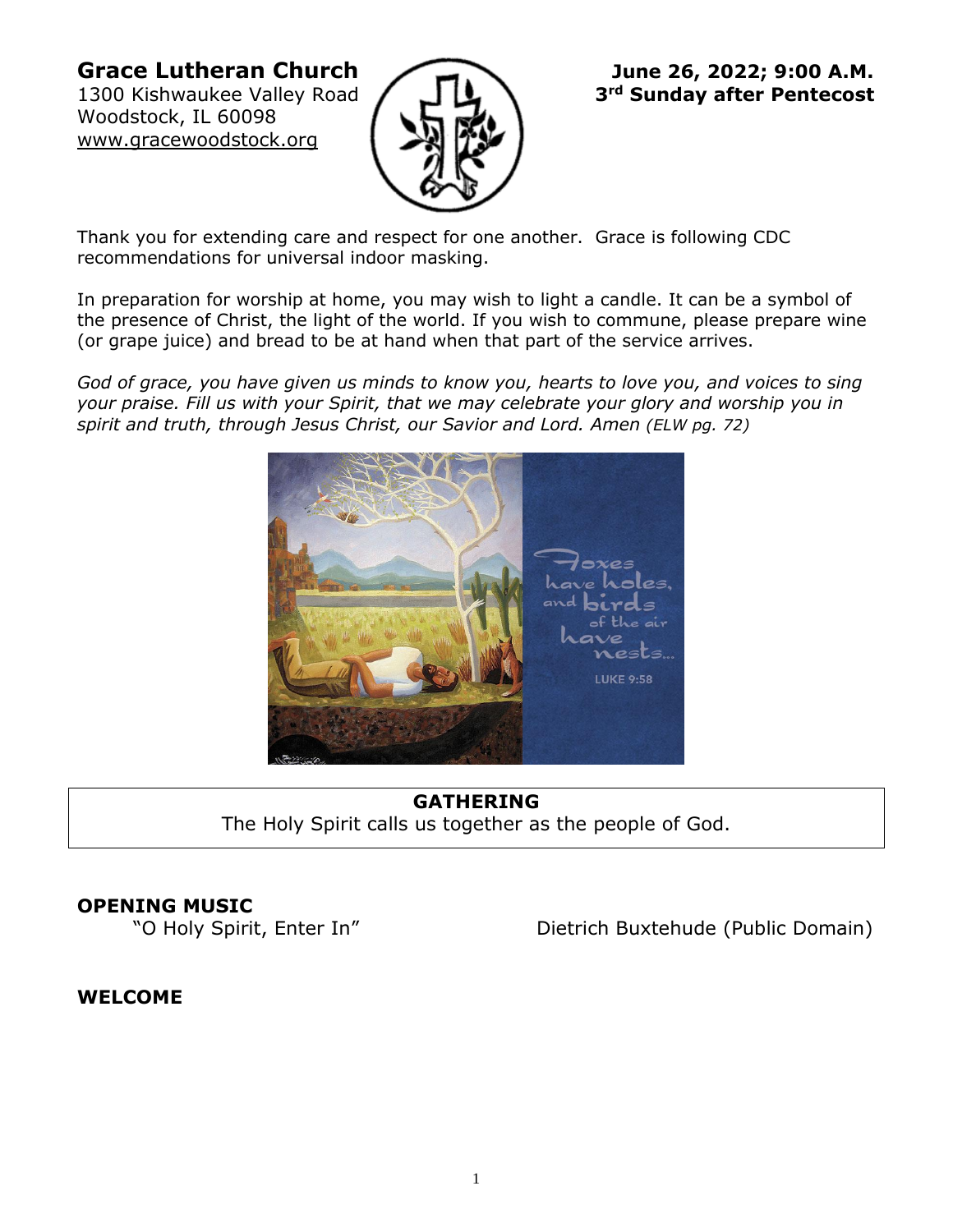**Grace Lutheran Church**
1300 Kishwaukee Valley Road
Woodstock, IL 60098
www.gracewoodstock.org

**June 26, 2022; 9:00 A.M.**
**3rd Sunday after Pentecost**

Thank you for extending care and respect for one another. Grace is following CDC recommendations for universal indoor masking.

In preparation for worship at home, you may wish to light a candle. It can be a symbol of the presence of Christ, the light of the world. If you wish to commune, please prepare wine (or grape juice) and bread to be at hand when that part of the service arrives.

*God of grace, you have given us minds to know you, hearts to love you, and voices to sing your praise. Fill us with your Spirit, that we may celebrate your glory and worship you in spirit and truth, through Jesus Christ, our Savior and Lord. Amen (ELW pg. 72)*

Foxes have holes, and birds of the air have nests...
LUKE 9:58

## GATHERING

The Holy Spirit calls us together as the people of God.

**OPENING MUSIC**

"O Holy Spirit, Enter In" Dietrich Buxtehude (Public Domain)

**WELCOME**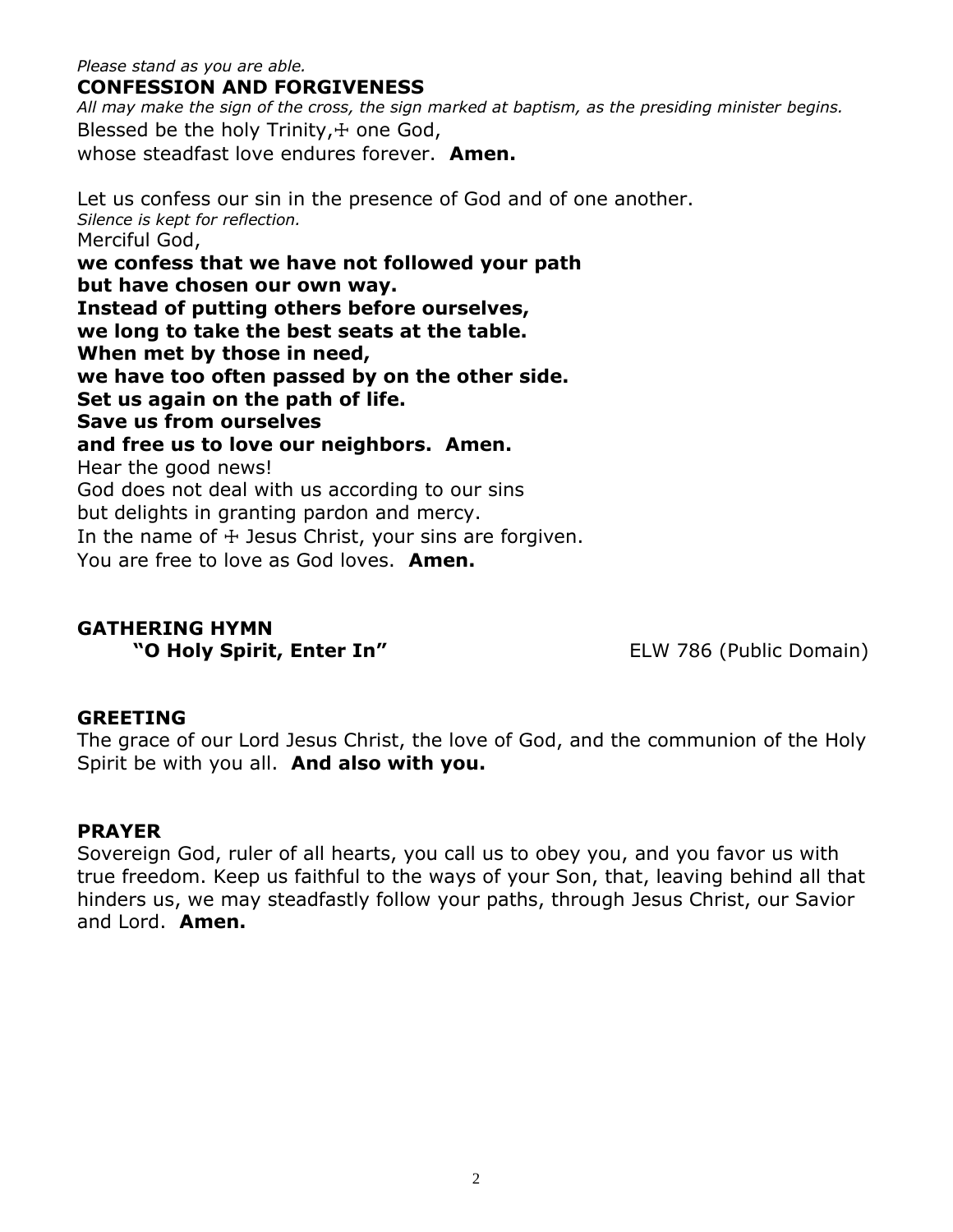*Please stand as you are able.*

## CONFESSION AND FORGIVENESS

*All may make the sign of the cross, the sign marked at baptism, as the presiding minister begins.*

Blessed be the holy Trinity,☩ one God,
whose steadfast love endures forever. **Amen.**

Let us confess our sin in the presence of God and of one another.
*Silence is kept for reflection.*
Merciful God,
**we confess that we have not followed your path**
**but have chosen our own way.**
**Instead of putting others before ourselves,**
**we long to take the best seats at the table.**
**When met by those in need,**
**we have too often passed by on the other side.**
**Set us again on the path of life.**
**Save us from ourselves**
**and free us to love our neighbors. Amen.**
Hear the good news!
God does not deal with us according to our sins
but delights in granting pardon and mercy.
In the name of ☩ Jesus Christ, your sins are forgiven.
You are free to love as God loves. **Amen.**

## GATHERING HYMN

**"O Holy Spirit, Enter In"** ELW 786 (Public Domain)

## GREETING

The grace of our Lord Jesus Christ, the love of God, and the communion of the Holy Spirit be with you all. **And also with you.**

## PRAYER

Sovereign God, ruler of all hearts, you call us to obey you, and you favor us with true freedom. Keep us faithful to the ways of your Son, that, leaving behind all that hinders us, we may steadfastly follow your paths, through Jesus Christ, our Savior and Lord. **Amen.**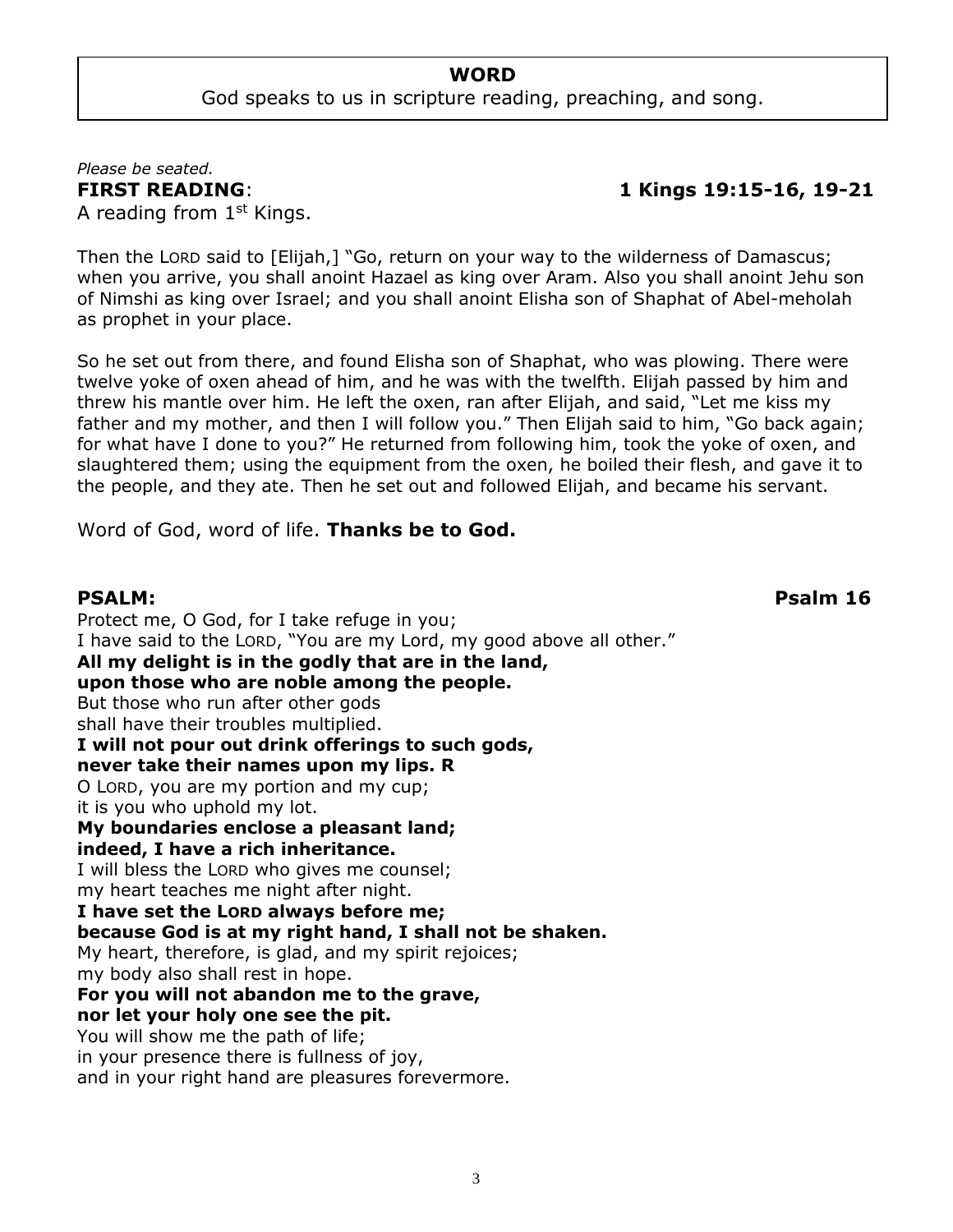## WORD

God speaks to us in scripture reading, preaching, and song.

*Please be seated.*

**FIRST READING**: **1 Kings 19:15-16, 19-21**

A reading from 1st Kings.

Then the LORD said to [Elijah,] "Go, return on your way to the wilderness of Damascus; when you arrive, you shall anoint Hazael as king over Aram. Also you shall anoint Jehu son of Nimshi as king over Israel; and you shall anoint Elisha son of Shaphat of Abel-meholah as prophet in your place.

So he set out from there, and found Elisha son of Shaphat, who was plowing. There were twelve yoke of oxen ahead of him, and he was with the twelfth. Elijah passed by him and threw his mantle over him. He left the oxen, ran after Elijah, and said, "Let me kiss my father and my mother, and then I will follow you." Then Elijah said to him, "Go back again; for what have I done to you?" He returned from following him, took the yoke of oxen, and slaughtered them; using the equipment from the oxen, he boiled their flesh, and gave it to the people, and they ate. Then he set out and followed Elijah, and became his servant.

Word of God, word of life. **Thanks be to God.**

**PSALM:** **Psalm 16**

Protect me, O God, for I take refuge in you;
I have said to the LORD, "You are my Lord, my good above all other."
**All my delight is in the godly that are in the land,**
**upon those who are noble among the people.**
But those who run after other gods
shall have their troubles multiplied.
**I will not pour out drink offerings to such gods,**
**never take their names upon my lips. R**
O LORD, you are my portion and my cup;
it is you who uphold my lot.
**My boundaries enclose a pleasant land;**
**indeed, I have a rich inheritance.**
I will bless the LORD who gives me counsel;
my heart teaches me night after night.
**I have set the LORD always before me;**
**because God is at my right hand, I shall not be shaken.**
My heart, therefore, is glad, and my spirit rejoices;
my body also shall rest in hope.
**For you will not abandon me to the grave,**
**nor let your holy one see the pit.**
You will show me the path of life;
in your presence there is fullness of joy,
and in your right hand are pleasures forevermore.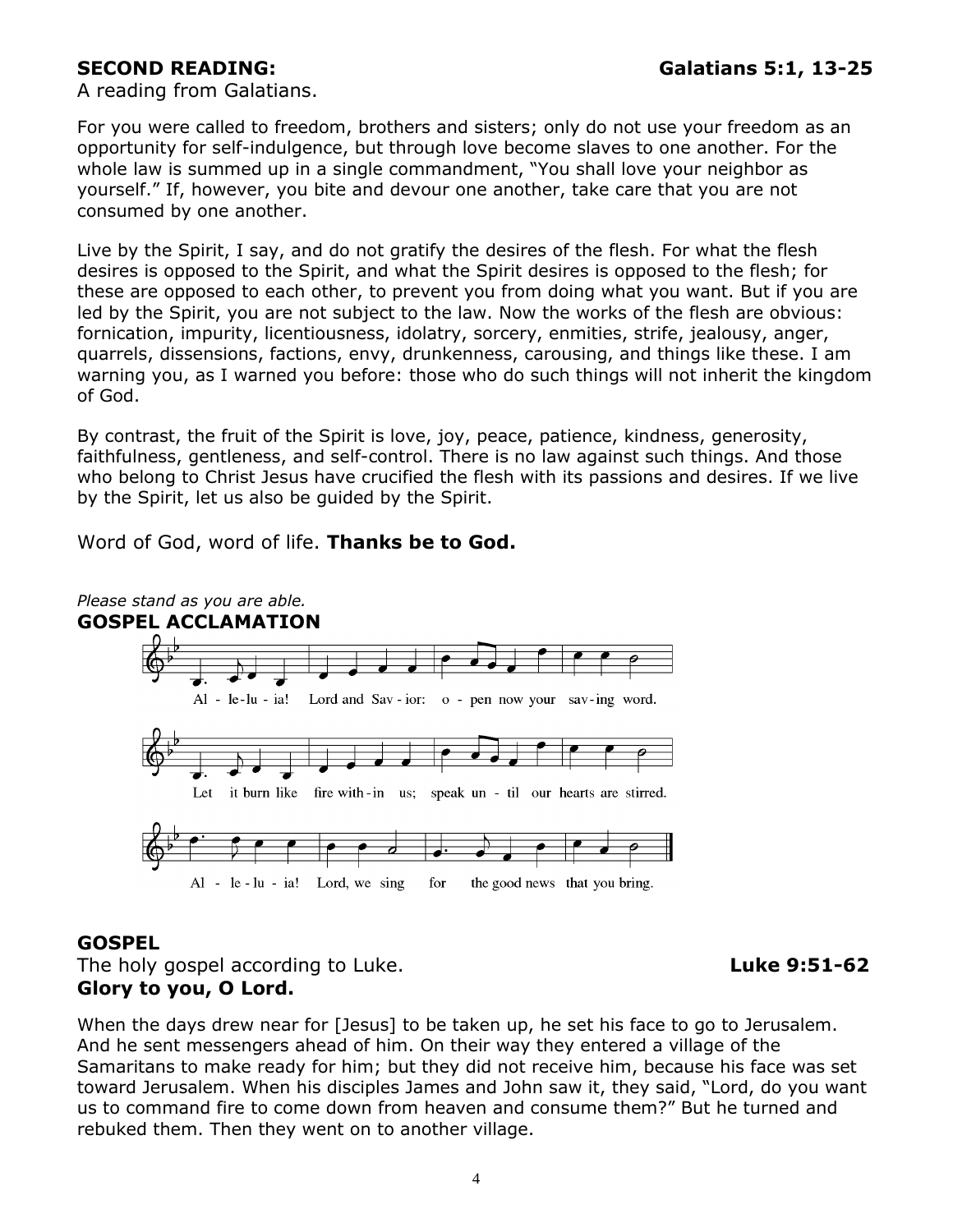**SECOND READING: Galatians 5:1, 13-25**

A reading from Galatians.

For you were called to freedom, brothers and sisters; only do not use your freedom as an opportunity for self-indulgence, but through love become slaves to one another. For the whole law is summed up in a single commandment, "You shall love your neighbor as yourself." If, however, you bite and devour one another, take care that you are not consumed by one another.

Live by the Spirit, I say, and do not gratify the desires of the flesh. For what the flesh desires is opposed to the Spirit, and what the Spirit desires is opposed to the flesh; for these are opposed to each other, to prevent you from doing what you want. But if you are led by the Spirit, you are not subject to the law. Now the works of the flesh are obvious: fornication, impurity, licentiousness, idolatry, sorcery, enmities, strife, jealousy, anger, quarrels, dissensions, factions, envy, drunkenness, carousing, and things like these. I am warning you, as I warned you before: those who do such things will not inherit the kingdom of God.

By contrast, the fruit of the Spirit is love, joy, peace, patience, kindness, generosity, faithfulness, gentleness, and self-control. There is no law against such things. And those who belong to Christ Jesus have crucified the flesh with its passions and desires. If we live by the Spirit, let us also be guided by the Spirit.

Word of God, word of life. **Thanks be to God.**

*Please stand as you are able.*

**GOSPEL ACCLAMATION**

Alleluia! Lord and Savior: open now your saving word.
Let it burn like fire within us; speak until our hearts are stirred.
Alleluia! Lord, we sing for the good news that you bring.

**GOSPEL**

The holy gospel according to Luke. **Luke 9:51-62**

**Glory to you, O Lord.**

When the days drew near for [Jesus] to be taken up, he set his face to go to Jerusalem. And he sent messengers ahead of him. On their way they entered a village of the Samaritans to make ready for him; but they did not receive him, because his face was set toward Jerusalem. When his disciples James and John saw it, they said, "Lord, do you want us to command fire to come down from heaven and consume them?" But he turned and rebuked them. Then they went on to another village.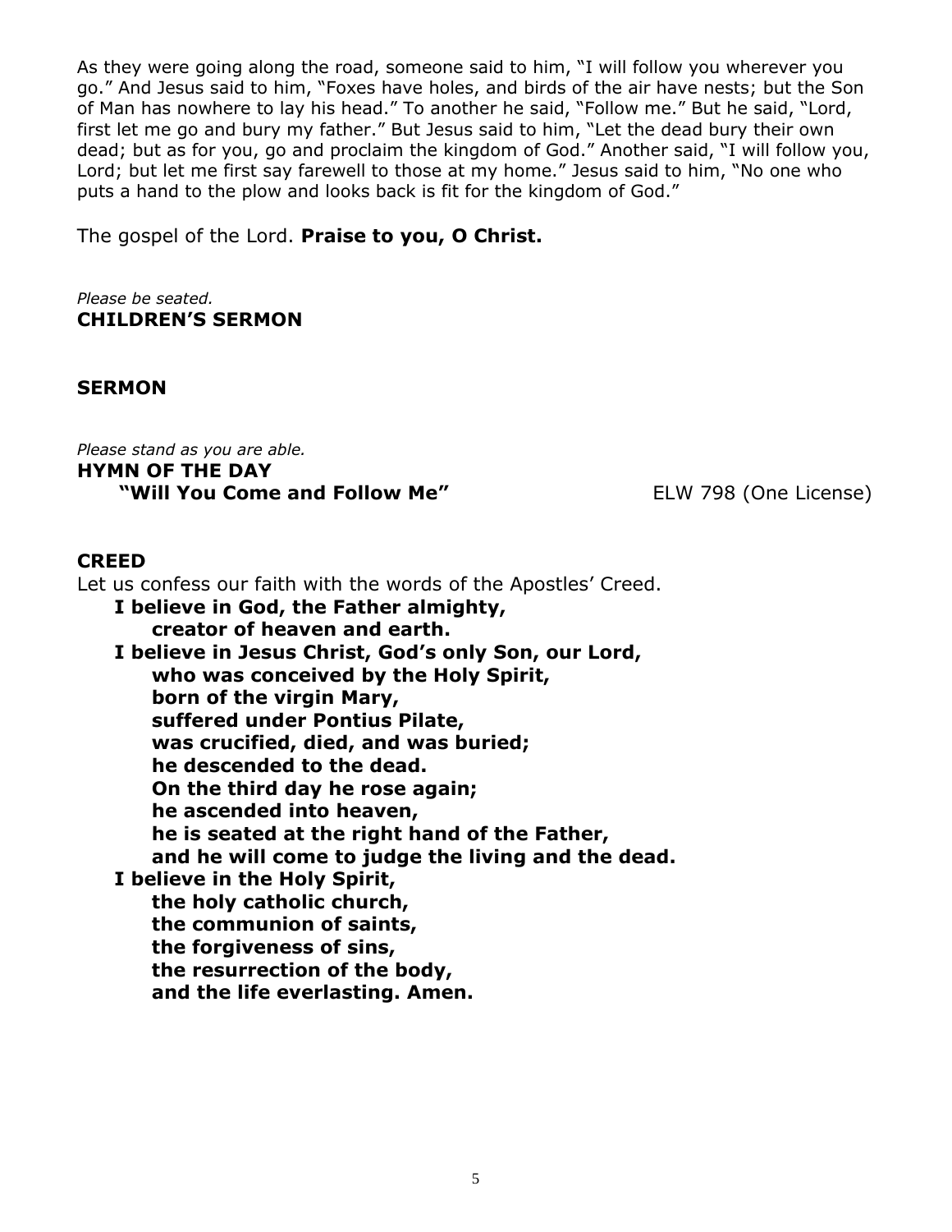As they were going along the road, someone said to him, "I will follow you wherever you go." And Jesus said to him, "Foxes have holes, and birds of the air have nests; but the Son of Man has nowhere to lay his head." To another he said, "Follow me." But he said, "Lord, first let me go and bury my father." But Jesus said to him, "Let the dead bury their own dead; but as for you, go and proclaim the kingdom of God." Another said, "I will follow you, Lord; but let me first say farewell to those at my home." Jesus said to him, "No one who puts a hand to the plow and looks back is fit for the kingdom of God."

The gospel of the Lord. **Praise to you, O Christ.**

*Please be seated.*

**CHILDREN'S SERMON**

**SERMON**

*Please stand as you are able.*

**HYMN OF THE DAY**

**"Will You Come and Follow Me"** ELW 798 (One License)

**CREED**

Let us confess our faith with the words of the Apostles' Creed.

**I believe in God, the Father almighty,**
**creator of heaven and earth.**
**I believe in Jesus Christ, God's only Son, our Lord,**
**who was conceived by the Holy Spirit,**
**born of the virgin Mary,**
**suffered under Pontius Pilate,**
**was crucified, died, and was buried;**
**he descended to the dead.**
**On the third day he rose again;**
**he ascended into heaven,**
**he is seated at the right hand of the Father,**
**and he will come to judge the living and the dead.**
**I believe in the Holy Spirit,**
**the holy catholic church,**
**the communion of saints,**
**the forgiveness of sins,**
**the resurrection of the body,**
**and the life everlasting. Amen.**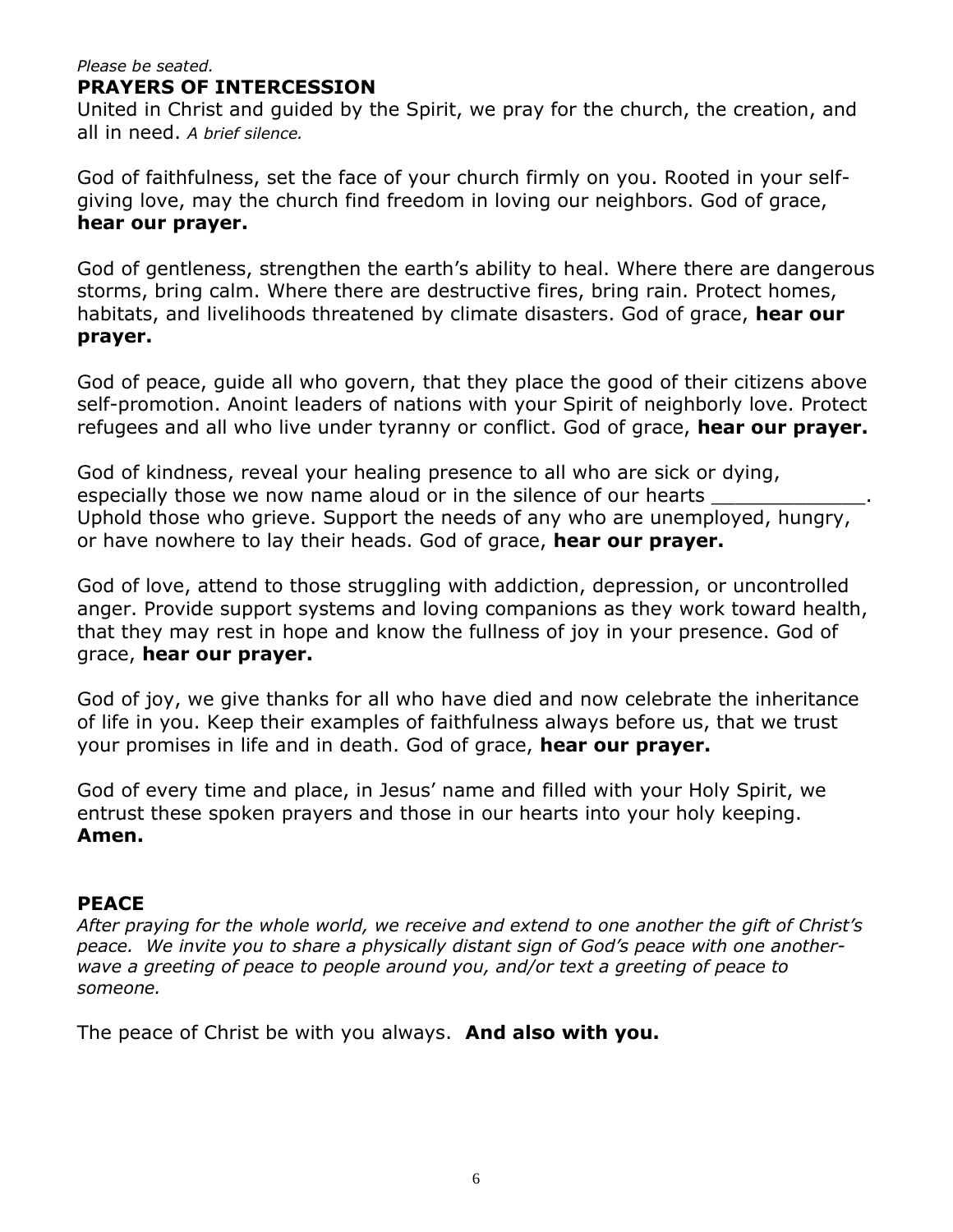*Please be seated.*

**PRAYERS OF INTERCESSION**

United in Christ and guided by the Spirit, we pray for the church, the creation, and all in need. *A brief silence.*

God of faithfulness, set the face of your church firmly on you. Rooted in your self-giving love, may the church find freedom in loving our neighbors. God of grace, **hear our prayer.**

God of gentleness, strengthen the earth's ability to heal. Where there are dangerous storms, bring calm. Where there are destructive fires, bring rain. Protect homes, habitats, and livelihoods threatened by climate disasters. God of grace, **hear our prayer.**

God of peace, guide all who govern, that they place the good of their citizens above self-promotion. Anoint leaders of nations with your Spirit of neighborly love. Protect refugees and all who live under tyranny or conflict. God of grace, **hear our prayer.**

God of kindness, reveal your healing presence to all who are sick or dying, especially those we now name aloud or in the silence of our hearts _____________. Uphold those who grieve. Support the needs of any who are unemployed, hungry, or have nowhere to lay their heads. God of grace, **hear our prayer.**

God of love, attend to those struggling with addiction, depression, or uncontrolled anger. Provide support systems and loving companions as they work toward health, that they may rest in hope and know the fullness of joy in your presence. God of grace, **hear our prayer.**

God of joy, we give thanks for all who have died and now celebrate the inheritance of life in you. Keep their examples of faithfulness always before us, that we trust your promises in life and in death. God of grace, **hear our prayer.**

God of every time and place, in Jesus' name and filled with your Holy Spirit, we entrust these spoken prayers and those in our hearts into your holy keeping. **Amen.**

**PEACE**

*After praying for the whole world, we receive and extend to one another the gift of Christ's peace. We invite you to share a physically distant sign of God's peace with one another-wave a greeting of peace to people around you, and/or text a greeting of peace to someone.*

The peace of Christ be with you always. **And also with you.**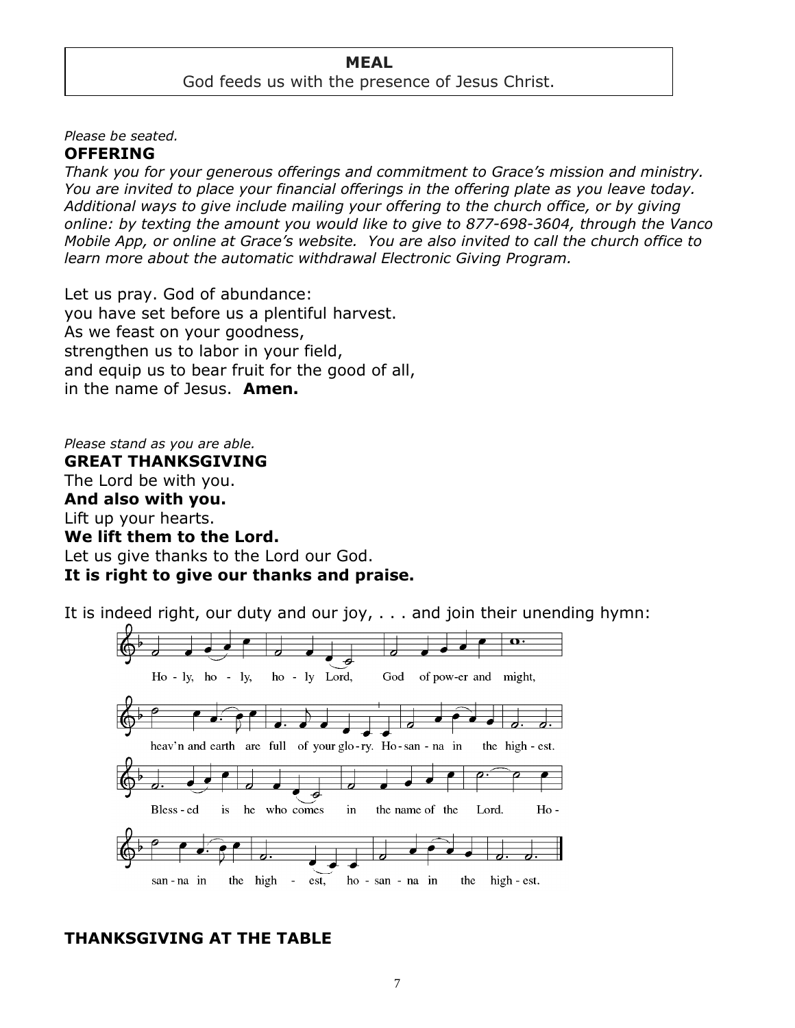**MEAL**

God feeds us with the presence of Jesus Christ.

*Please be seated.*

**OFFERING**

*Thank you for your generous offerings and commitment to Grace's mission and ministry. You are invited to place your financial offerings in the offering plate as you leave today. Additional ways to give include mailing your offering to the church office, or by giving online: by texting the amount you would like to give to 877-698-3604, through the Vanco Mobile App, or online at Grace's website. You are also invited to call the church office to learn more about the automatic withdrawal Electronic Giving Program.*

Let us pray. God of abundance:
you have set before us a plentiful harvest.
As we feast on your goodness,
strengthen us to labor in your field,
and equip us to bear fruit for the good of all,
in the name of Jesus. **Amen.**

*Please stand as you are able.*

**GREAT THANKSGIVING**

The Lord be with you.
**And also with you.**
Lift up your hearts.
**We lift them to the Lord.**
Let us give thanks to the Lord our God.
**It is right to give our thanks and praise.**

It is indeed right, our duty and our joy, . . . and join their unending hymn:

Ho - ly, ho - ly, ho - ly Lord, God of pow-er and might,
heav'n and earth are full of your glo - ry. Ho - san - na in the high - est.
Bless - ed is he who comes in the name of the Lord. Ho -
san - na in the high - est, ho - san - na in the high - est.

**THANKSGIVING AT THE TABLE**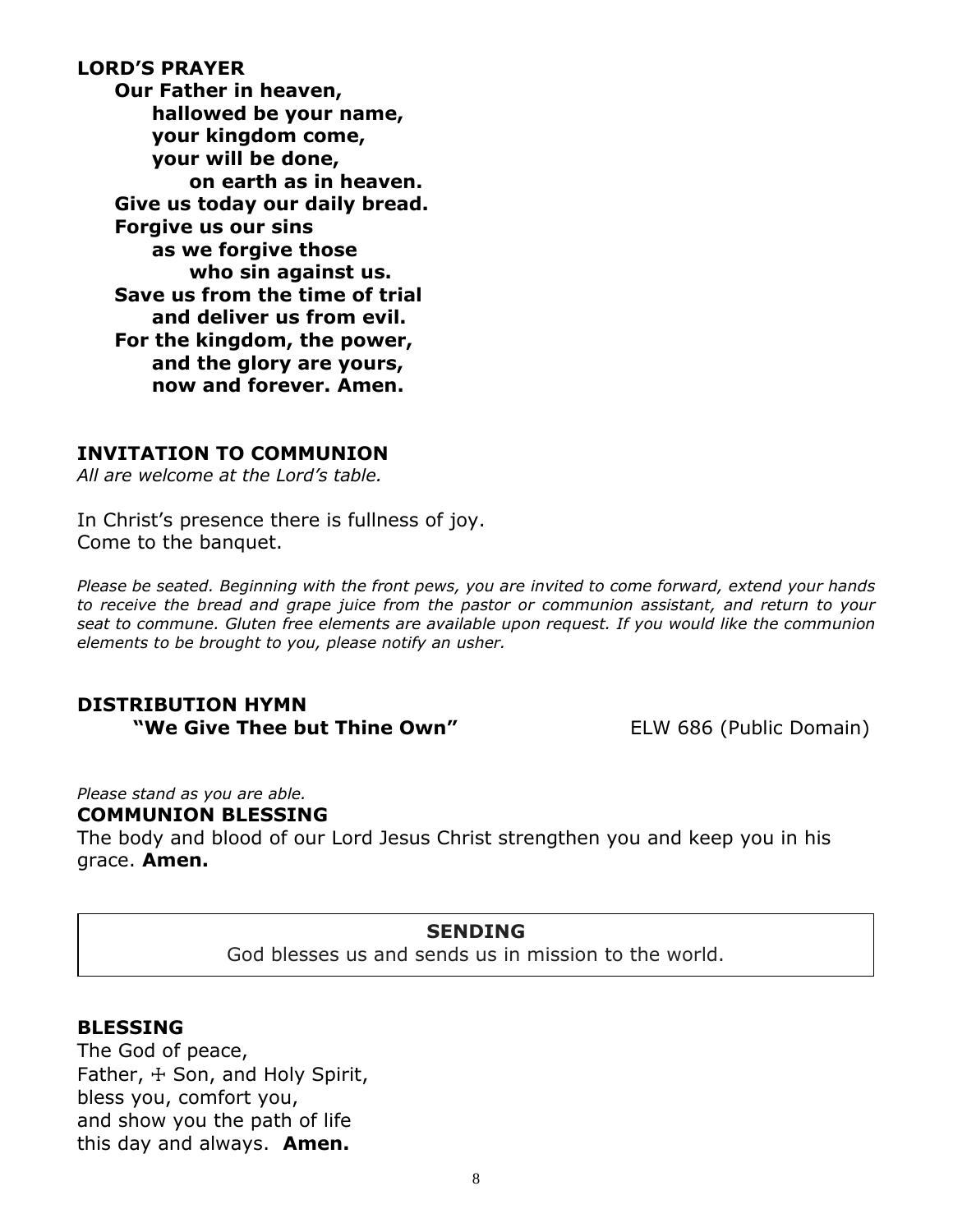**LORD'S PRAYER**

**Our Father in heaven,**
**hallowed be your name,**
**your kingdom come,**
**your will be done,**
**on earth as in heaven.**
**Give us today our daily bread.**
**Forgive us our sins**
**as we forgive those**
**who sin against us.**
**Save us from the time of trial**
**and deliver us from evil.**
**For the kingdom, the power,**
**and the glory are yours,**
**now and forever. Amen.**

**INVITATION TO COMMUNION**

*All are welcome at the Lord's table.*

In Christ's presence there is fullness of joy.
Come to the banquet.

*Please be seated. Beginning with the front pews, you are invited to come forward, extend your hands to receive the bread and grape juice from the pastor or communion assistant, and return to your seat to commune. Gluten free elements are available upon request. If you would like the communion elements to be brought to you, please notify an usher.*

**DISTRIBUTION HYMN**
**"We Give Thee but Thine Own"** ELW 686 (Public Domain)

*Please stand as you are able.*

**COMMUNION BLESSING**

The body and blood of our Lord Jesus Christ strengthen you and keep you in his grace. **Amen.**

**SENDING**

God blesses us and sends us in mission to the world.

**BLESSING**

The God of peace,
Father, ☩ Son, and Holy Spirit,
bless you, comfort you,
and show you the path of life
this day and always. **Amen.**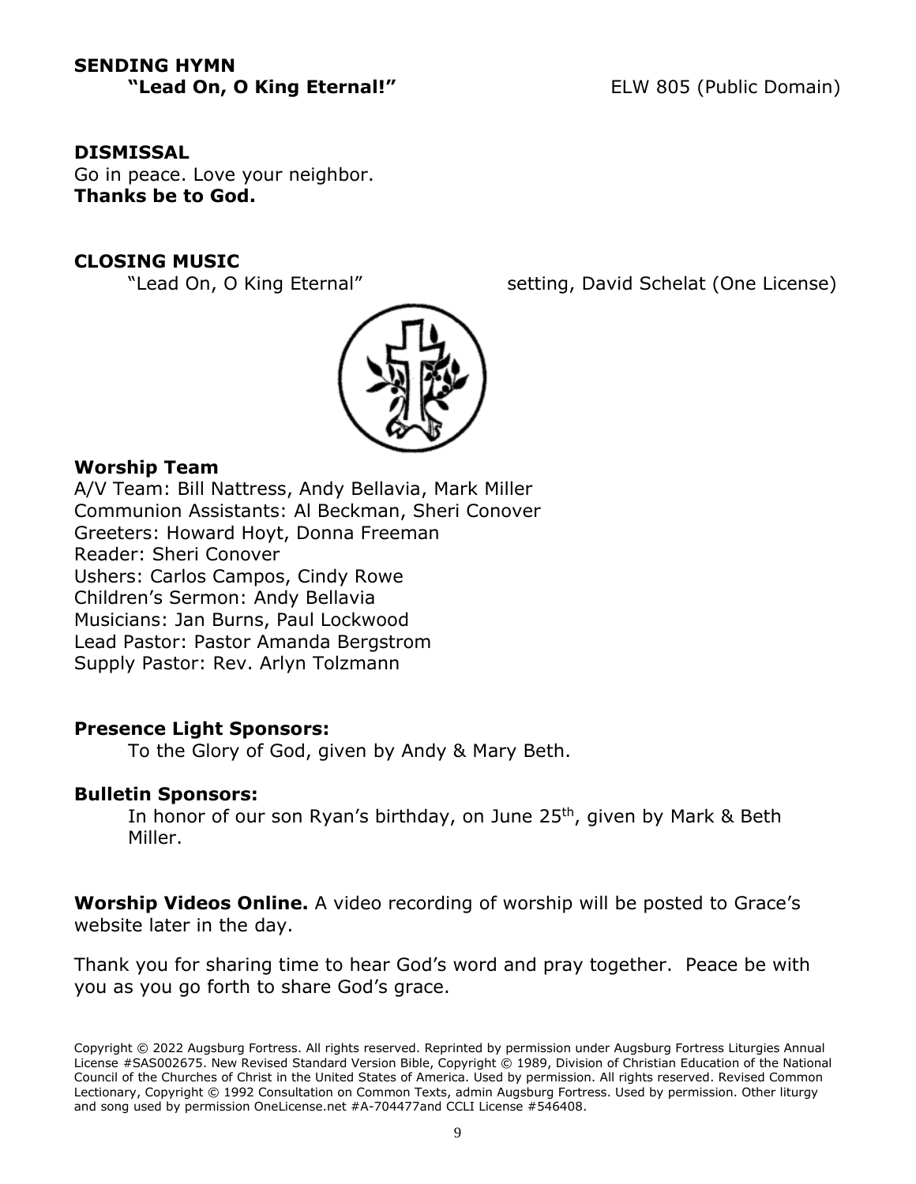**SENDING HYMN**

**"Lead On, O King Eternal!"** ELW 805 (Public Domain)

**DISMISSAL**

Go in peace. Love your neighbor.
**Thanks be to God.**

**CLOSING MUSIC**

"Lead On, O King Eternal" setting, David Schelat (One License)

**Worship Team**

A/V Team: Bill Nattress, Andy Bellavia, Mark Miller
Communion Assistants: Al Beckman, Sheri Conover
Greeters: Howard Hoyt, Donna Freeman
Reader: Sheri Conover
Ushers: Carlos Campos, Cindy Rowe
Children's Sermon: Andy Bellavia
Musicians: Jan Burns, Paul Lockwood
Lead Pastor: Pastor Amanda Bergstrom
Supply Pastor: Rev. Arlyn Tolzmann

**Presence Light Sponsors:**

To the Glory of God, given by Andy & Mary Beth.

**Bulletin Sponsors:**

In honor of our son Ryan's birthday, on June 25th, given by Mark & Beth Miller.

**Worship Videos Online.** A video recording of worship will be posted to Grace's website later in the day.

Thank you for sharing time to hear God's word and pray together. Peace be with you as you go forth to share God's grace.

Copyright © 2022 Augsburg Fortress. All rights reserved. Reprinted by permission under Augsburg Fortress Liturgies Annual License #SAS002675. New Revised Standard Version Bible, Copyright © 1989, Division of Christian Education of the National Council of the Churches of Christ in the United States of America. Used by permission. All rights reserved. Revised Common Lectionary, Copyright © 1992 Consultation on Common Texts, admin Augsburg Fortress. Used by permission. Other liturgy and song used by permission OneLicense.net #A-704477and CCLI License #546408.